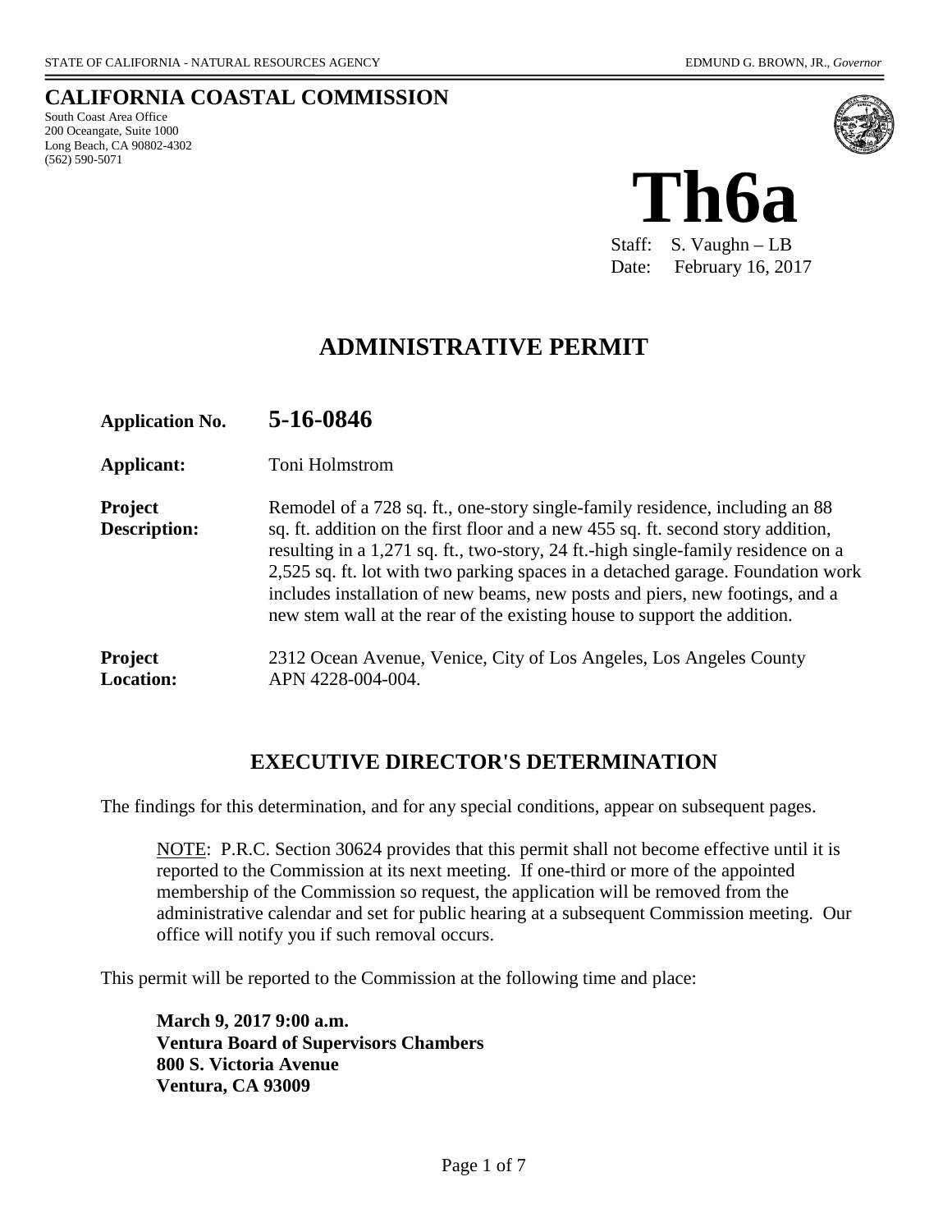STATE OF CALIFORNIA - NATURAL RESOURCES AGENCY | EDMUND G. BROWN, JR., *Governor*

## CALIFORNIA COASTAL COMMISSION

South Coast Area Office
200 Oceangate, Suite 1000
Long Beach, CA 90802-4302
(562) 590-5071

# Th6a

Staff: S. Vaughn – LB
Date: February 16, 2017

# ADMINISTRATIVE PERMIT

**Application No.** **5-16-0846**

**Applicant:** Toni Holmstrom

**Project Description:** Remodel of a 728 sq. ft., one-story single-family residence, including an 88 sq. ft. addition on the first floor and a new 455 sq. ft. second story addition, resulting in a 1,271 sq. ft., two-story, 24 ft.-high single-family residence on a 2,525 sq. ft. lot with two parking spaces in a detached garage. Foundation work includes installation of new beams, new posts and piers, new footings, and a new stem wall at the rear of the existing house to support the addition.

**Project Location:** 2312 Ocean Avenue, Venice, City of Los Angeles, Los Angeles County APN 4228-004-004.

## EXECUTIVE DIRECTOR'S DETERMINATION

The findings for this determination, and for any special conditions, appear on subsequent pages.

> NOTE: P.R.C. Section 30624 provides that this permit shall not become effective until it is reported to the Commission at its next meeting. If one-third or more of the appointed membership of the Commission so request, the application will be removed from the administrative calendar and set for public hearing at a subsequent Commission meeting. Our office will notify you if such removal occurs.

This permit will be reported to the Commission at the following time and place:

> **March 9, 2017 9:00 a.m.**
> **Ventura Board of Supervisors Chambers**
> **800 S. Victoria Avenue**
> **Ventura, CA 93009**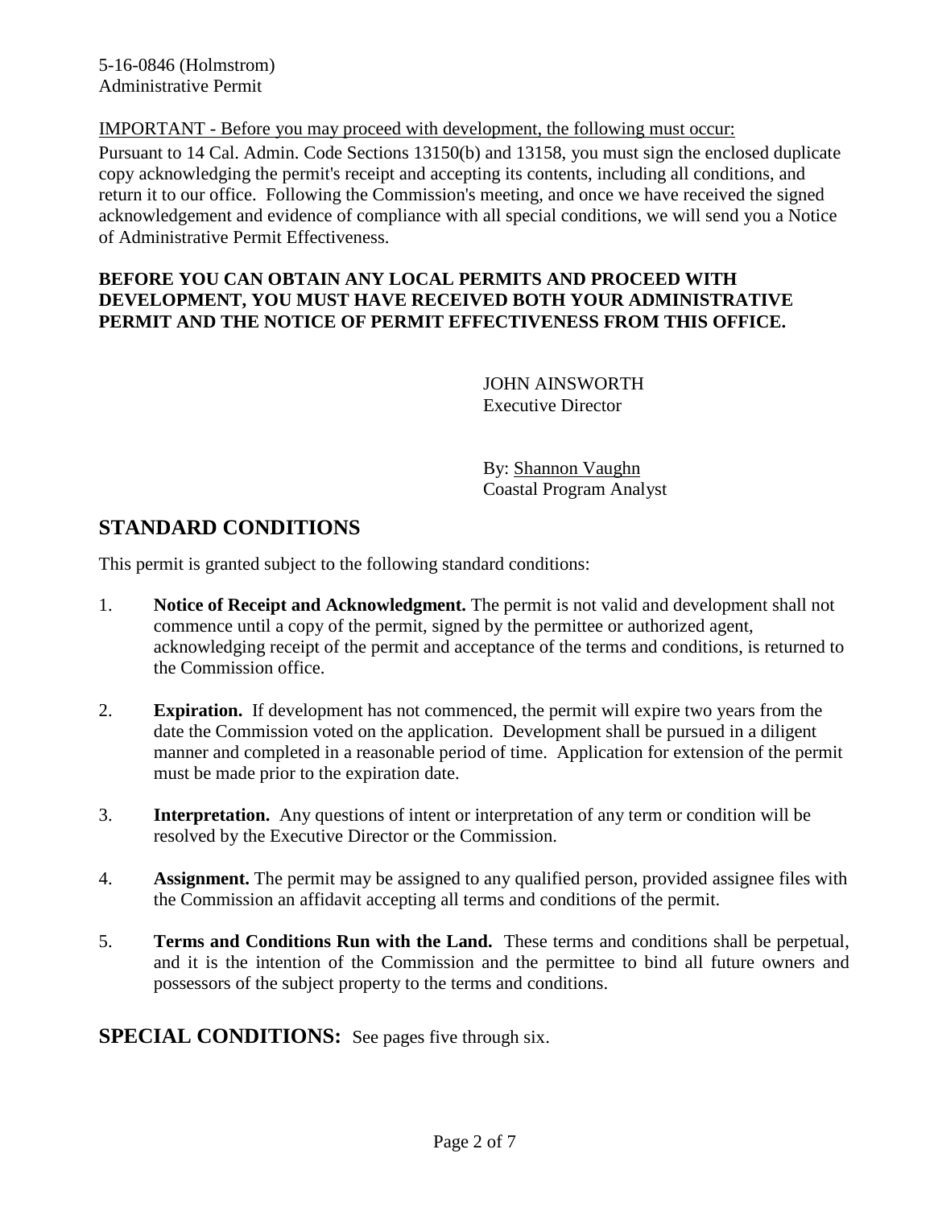IMPORTANT - Before you may proceed with development, the following must occur:

Pursuant to 14 Cal. Admin. Code Sections 13150(b) and 13158, you must sign the enclosed duplicate copy acknowledging the permit's receipt and accepting its contents, including all conditions, and return it to our office. Following the Commission's meeting, and once we have received the signed acknowledgement and evidence of compliance with all special conditions, we will send you a Notice of Administrative Permit Effectiveness.

**BEFORE YOU CAN OBTAIN ANY LOCAL PERMITS AND PROCEED WITH DEVELOPMENT, YOU MUST HAVE RECEIVED BOTH YOUR ADMINISTRATIVE PERMIT AND THE NOTICE OF PERMIT EFFECTIVENESS FROM THIS OFFICE.**

JOHN AINSWORTH
Executive Director

By: Shannon Vaughn
Coastal Program Analyst

## STANDARD CONDITIONS

This permit is granted subject to the following standard conditions:

1. **Notice of Receipt and Acknowledgment.** The permit is not valid and development shall not commence until a copy of the permit, signed by the permittee or authorized agent, acknowledging receipt of the permit and acceptance of the terms and conditions, is returned to the Commission office.

2. **Expiration.** If development has not commenced, the permit will expire two years from the date the Commission voted on the application. Development shall be pursued in a diligent manner and completed in a reasonable period of time. Application for extension of the permit must be made prior to the expiration date.

3. **Interpretation.** Any questions of intent or interpretation of any term or condition will be resolved by the Executive Director or the Commission.

4. **Assignment.** The permit may be assigned to any qualified person, provided assignee files with the Commission an affidavit accepting all terms and conditions of the permit.

5. **Terms and Conditions Run with the Land.** These terms and conditions shall be perpetual, and it is the intention of the Commission and the permittee to bind all future owners and possessors of the subject property to the terms and conditions.

## SPECIAL CONDITIONS: See pages five through six.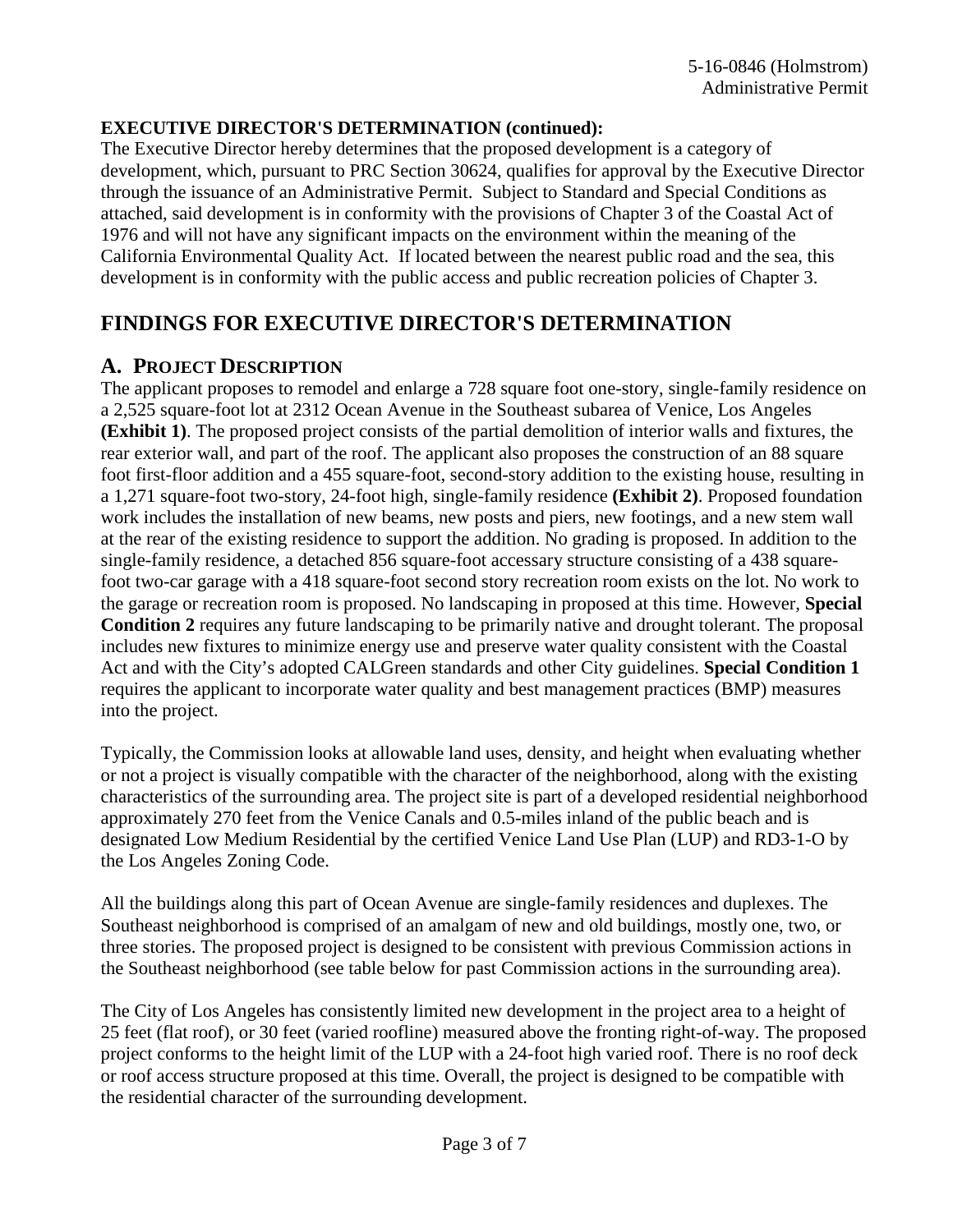**EXECUTIVE DIRECTOR'S DETERMINATION (continued):**
The Executive Director hereby determines that the proposed development is a category of development, which, pursuant to PRC Section 30624, qualifies for approval by the Executive Director through the issuance of an Administrative Permit. Subject to Standard and Special Conditions as attached, said development is in conformity with the provisions of Chapter 3 of the Coastal Act of 1976 and will not have any significant impacts on the environment within the meaning of the California Environmental Quality Act. If located between the nearest public road and the sea, this development is in conformity with the public access and public recreation policies of Chapter 3.

# FINDINGS FOR EXECUTIVE DIRECTOR'S DETERMINATION

## A. PROJECT DESCRIPTION

The applicant proposes to remodel and enlarge a 728 square foot one-story, single-family residence on a 2,525 square-foot lot at 2312 Ocean Avenue in the Southeast subarea of Venice, Los Angeles **(Exhibit 1)**. The proposed project consists of the partial demolition of interior walls and fixtures, the rear exterior wall, and part of the roof. The applicant also proposes the construction of an 88 square foot first-floor addition and a 455 square-foot, second-story addition to the existing house, resulting in a 1,271 square-foot two-story, 24-foot high, single-family residence **(Exhibit 2)**. Proposed foundation work includes the installation of new beams, new posts and piers, new footings, and a new stem wall at the rear of the existing residence to support the addition. No grading is proposed. In addition to the single-family residence, a detached 856 square-foot accessary structure consisting of a 438 square-foot two-car garage with a 418 square-foot second story recreation room exists on the lot. No work to the garage or recreation room is proposed. No landscaping in proposed at this time. However, **Special Condition 2** requires any future landscaping to be primarily native and drought tolerant. The proposal includes new fixtures to minimize energy use and preserve water quality consistent with the Coastal Act and with the City's adopted CALGreen standards and other City guidelines. **Special Condition 1** requires the applicant to incorporate water quality and best management practices (BMP) measures into the project.

Typically, the Commission looks at allowable land uses, density, and height when evaluating whether or not a project is visually compatible with the character of the neighborhood, along with the existing characteristics of the surrounding area. The project site is part of a developed residential neighborhood approximately 270 feet from the Venice Canals and 0.5-miles inland of the public beach and is designated Low Medium Residential by the certified Venice Land Use Plan (LUP) and RD3-1-O by the Los Angeles Zoning Code.

All the buildings along this part of Ocean Avenue are single-family residences and duplexes. The Southeast neighborhood is comprised of an amalgam of new and old buildings, mostly one, two, or three stories. The proposed project is designed to be consistent with previous Commission actions in the Southeast neighborhood (see table below for past Commission actions in the surrounding area).

The City of Los Angeles has consistently limited new development in the project area to a height of 25 feet (flat roof), or 30 feet (varied roofline) measured above the fronting right-of-way. The proposed project conforms to the height limit of the LUP with a 24-foot high varied roof. There is no roof deck or roof access structure proposed at this time. Overall, the project is designed to be compatible with the residential character of the surrounding development.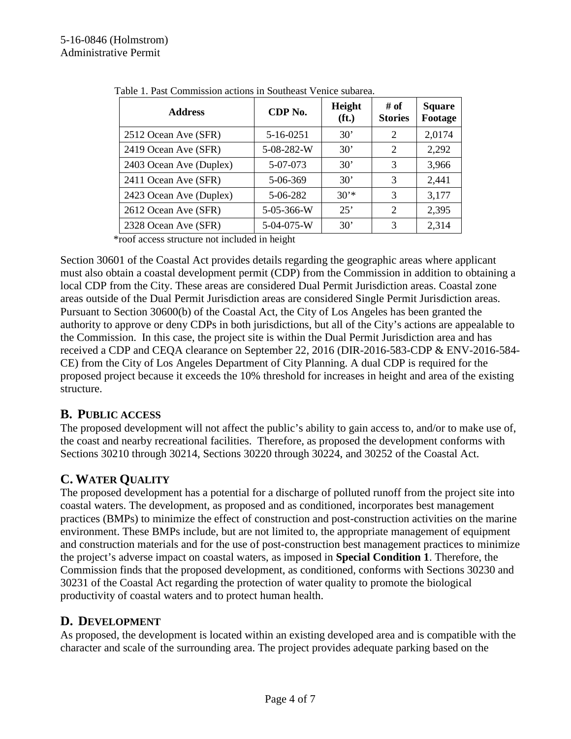Table 1. Past Commission actions in Southeast Venice subarea.

| Address | CDP No. | Height (ft.) | # of Stories | Square Footage |
|---|---|---|---|---|
| 2512 Ocean Ave (SFR) | 5-16-0251 | 30' | 2 | 2,0174 |
| 2419 Ocean Ave (SFR) | 5-08-282-W | 30' | 2 | 2,292 |
| 2403 Ocean Ave (Duplex) | 5-07-073 | 30' | 3 | 3,966 |
| 2411 Ocean Ave (SFR) | 5-06-369 | 30' | 3 | 2,441 |
| 2423 Ocean Ave (Duplex) | 5-06-282 | 30'* | 3 | 3,177 |
| 2612 Ocean Ave (SFR) | 5-05-366-W | 25' | 2 | 2,395 |
| 2328 Ocean Ave (SFR) | 5-04-075-W | 30' | 3 | 2,314 |

*roof access structure not included in height

Section 30601 of the Coastal Act provides details regarding the geographic areas where applicant must also obtain a coastal development permit (CDP) from the Commission in addition to obtaining a local CDP from the City. These areas are considered Dual Permit Jurisdiction areas. Coastal zone areas outside of the Dual Permit Jurisdiction areas are considered Single Permit Jurisdiction areas. Pursuant to Section 30600(b) of the Coastal Act, the City of Los Angeles has been granted the authority to approve or deny CDPs in both jurisdictions, but all of the City's actions are appealable to the Commission. In this case, the project site is within the Dual Permit Jurisdiction area and has received a CDP and CEQA clearance on September 22, 2016 (DIR-2016-583-CDP & ENV-2016-584-CE) from the City of Los Angeles Department of City Planning. A dual CDP is required for the proposed project because it exceeds the 10% threshold for increases in height and area of the existing structure.

## B. PUBLIC ACCESS

The proposed development will not affect the public's ability to gain access to, and/or to make use of, the coast and nearby recreational facilities. Therefore, as proposed the development conforms with Sections 30210 through 30214, Sections 30220 through 30224, and 30252 of the Coastal Act.

## C. WATER QUALITY

The proposed development has a potential for a discharge of polluted runoff from the project site into coastal waters. The development, as proposed and as conditioned, incorporates best management practices (BMPs) to minimize the effect of construction and post-construction activities on the marine environment. These BMPs include, but are not limited to, the appropriate management of equipment and construction materials and for the use of post-construction best management practices to minimize the project's adverse impact on coastal waters, as imposed in **Special Condition 1**. Therefore, the Commission finds that the proposed development, as conditioned, conforms with Sections 30230 and 30231 of the Coastal Act regarding the protection of water quality to promote the biological productivity of coastal waters and to protect human health.

## D. DEVELOPMENT

As proposed, the development is located within an existing developed area and is compatible with the character and scale of the surrounding area. The project provides adequate parking based on the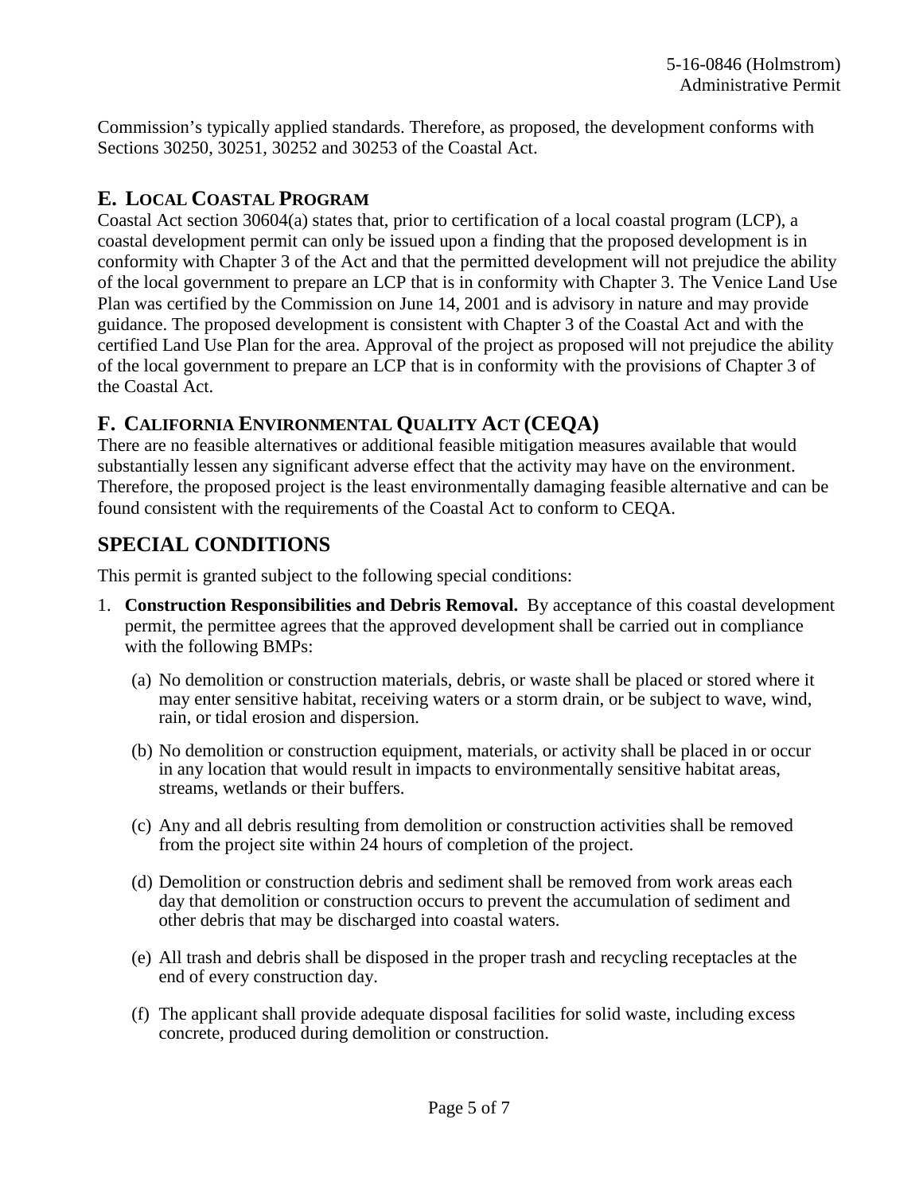Commission's typically applied standards. Therefore, as proposed, the development conforms with Sections 30250, 30251, 30252 and 30253 of the Coastal Act.

## E. LOCAL COASTAL PROGRAM

Coastal Act section 30604(a) states that, prior to certification of a local coastal program (LCP), a coastal development permit can only be issued upon a finding that the proposed development is in conformity with Chapter 3 of the Act and that the permitted development will not prejudice the ability of the local government to prepare an LCP that is in conformity with Chapter 3. The Venice Land Use Plan was certified by the Commission on June 14, 2001 and is advisory in nature and may provide guidance. The proposed development is consistent with Chapter 3 of the Coastal Act and with the certified Land Use Plan for the area. Approval of the project as proposed will not prejudice the ability of the local government to prepare an LCP that is in conformity with the provisions of Chapter 3 of the Coastal Act.

## F. CALIFORNIA ENVIRONMENTAL QUALITY ACT (CEQA)

There are no feasible alternatives or additional feasible mitigation measures available that would substantially lessen any significant adverse effect that the activity may have on the environment. Therefore, the proposed project is the least environmentally damaging feasible alternative and can be found consistent with the requirements of the Coastal Act to conform to CEQA.

# SPECIAL CONDITIONS

This permit is granted subject to the following special conditions:

1. **Construction Responsibilities and Debris Removal.** By acceptance of this coastal development permit, the permittee agrees that the approved development shall be carried out in compliance with the following BMPs:

   (a) No demolition or construction materials, debris, or waste shall be placed or stored where it may enter sensitive habitat, receiving waters or a storm drain, or be subject to wave, wind, rain, or tidal erosion and dispersion.

   (b) No demolition or construction equipment, materials, or activity shall be placed in or occur in any location that would result in impacts to environmentally sensitive habitat areas, streams, wetlands or their buffers.

   (c) Any and all debris resulting from demolition or construction activities shall be removed from the project site within 24 hours of completion of the project.

   (d) Demolition or construction debris and sediment shall be removed from work areas each day that demolition or construction occurs to prevent the accumulation of sediment and other debris that may be discharged into coastal waters.

   (e) All trash and debris shall be disposed in the proper trash and recycling receptacles at the end of every construction day.

   (f) The applicant shall provide adequate disposal facilities for solid waste, including excess concrete, produced during demolition or construction.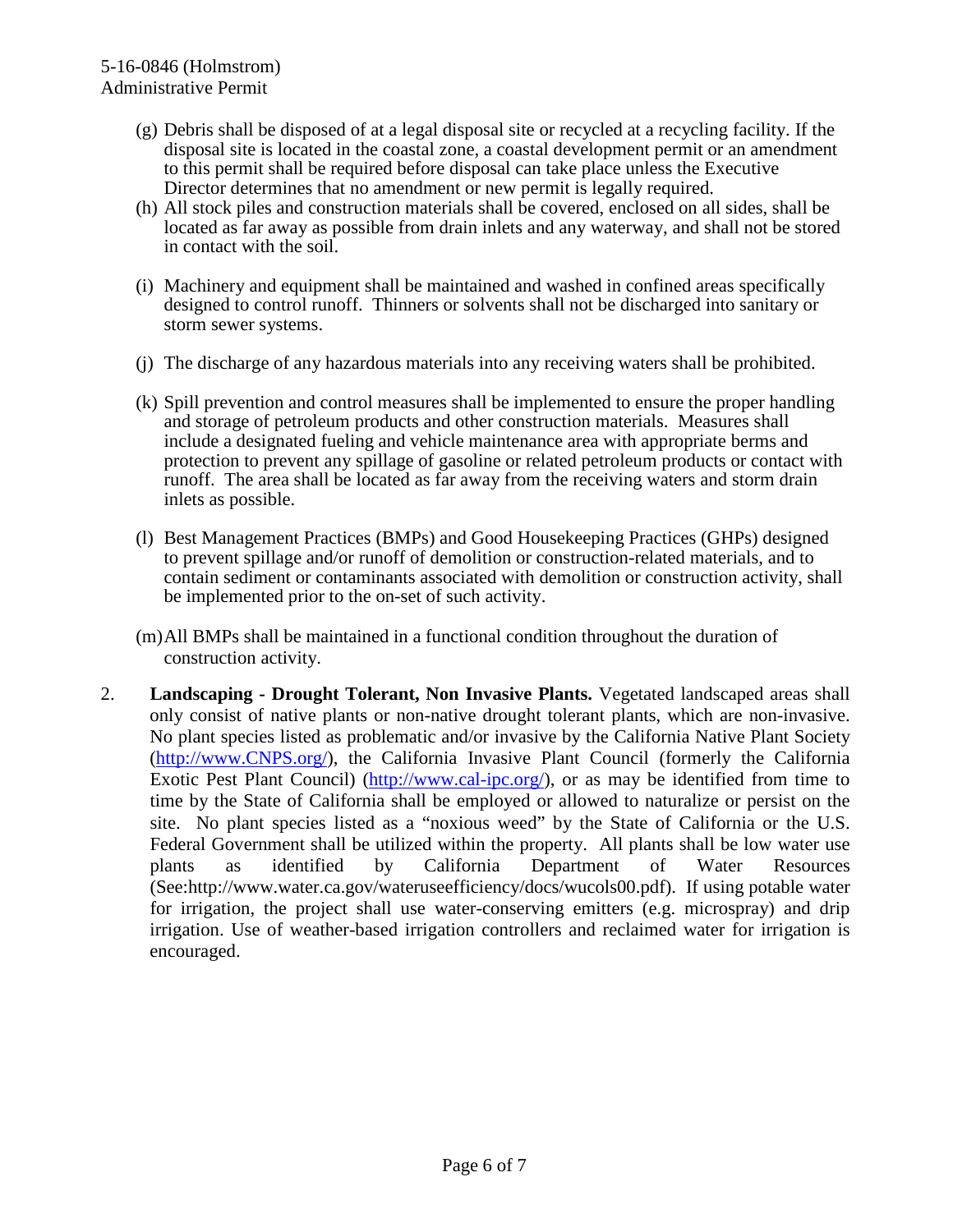(g) Debris shall be disposed of at a legal disposal site or recycled at a recycling facility. If the disposal site is located in the coastal zone, a coastal development permit or an amendment to this permit shall be required before disposal can take place unless the Executive Director determines that no amendment or new permit is legally required.

(h) All stock piles and construction materials shall be covered, enclosed on all sides, shall be located as far away as possible from drain inlets and any waterway, and shall not be stored in contact with the soil.

(i) Machinery and equipment shall be maintained and washed in confined areas specifically designed to control runoff. Thinners or solvents shall not be discharged into sanitary or storm sewer systems.

(j) The discharge of any hazardous materials into any receiving waters shall be prohibited.

(k) Spill prevention and control measures shall be implemented to ensure the proper handling and storage of petroleum products and other construction materials. Measures shall include a designated fueling and vehicle maintenance area with appropriate berms and protection to prevent any spillage of gasoline or related petroleum products or contact with runoff. The area shall be located as far away from the receiving waters and storm drain inlets as possible.

(l) Best Management Practices (BMPs) and Good Housekeeping Practices (GHPs) designed to prevent spillage and/or runoff of demolition or construction-related materials, and to contain sediment or contaminants associated with demolition or construction activity, shall be implemented prior to the on-set of such activity.

(m) All BMPs shall be maintained in a functional condition throughout the duration of construction activity.

2. **Landscaping - Drought Tolerant, Non Invasive Plants.** Vegetated landscaped areas shall only consist of native plants or non-native drought tolerant plants, which are non-invasive. No plant species listed as problematic and/or invasive by the California Native Plant Society (http://www.CNPS.org/), the California Invasive Plant Council (formerly the California Exotic Pest Plant Council) (http://www.cal-ipc.org/), or as may be identified from time to time by the State of California shall be employed or allowed to naturalize or persist on the site. No plant species listed as a "noxious weed" by the State of California or the U.S. Federal Government shall be utilized within the property. All plants shall be low water use plants as identified by California Department of Water Resources (See:http://www.water.ca.gov/wateruseefficiency/docs/wucols00.pdf). If using potable water for irrigation, the project shall use water-conserving emitters (e.g. microspray) and drip irrigation. Use of weather-based irrigation controllers and reclaimed water for irrigation is encouraged.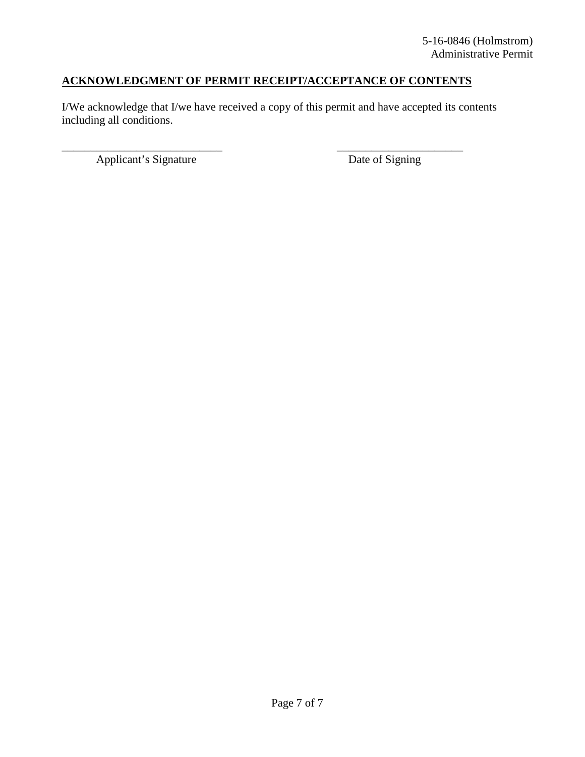**ACKNOWLEDGMENT OF PERMIT RECEIPT/ACCEPTANCE OF CONTENTS**

I/We acknowledge that I/we have received a copy of this permit and have accepted its contents including all conditions.

_____________________________ &nbsp;&nbsp;&nbsp;&nbsp;&nbsp;&nbsp;&nbsp;&nbsp;&nbsp;&nbsp;&nbsp;&nbsp;&nbsp;&nbsp;&nbsp;&nbsp;&nbsp;&nbsp;&nbsp;&nbsp; ______________________

Applicant's Signature &nbsp;&nbsp;&nbsp;&nbsp;&nbsp;&nbsp;&nbsp;&nbsp;&nbsp;&nbsp;&nbsp;&nbsp;&nbsp;&nbsp;&nbsp;&nbsp;&nbsp;&nbsp;&nbsp;&nbsp;&nbsp;&nbsp;&nbsp;&nbsp;&nbsp;&nbsp;&nbsp;&nbsp;&nbsp;&nbsp; Date of Signing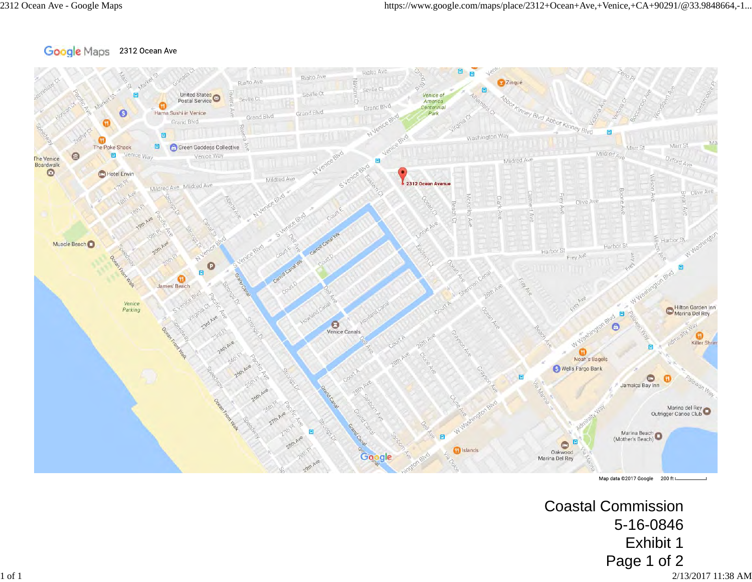Google Maps 2312 Ocean Ave

Map data ©2017 Google 200 ft

Coastal Commission
5-16-0846
Exhibit 1
Page 1 of 2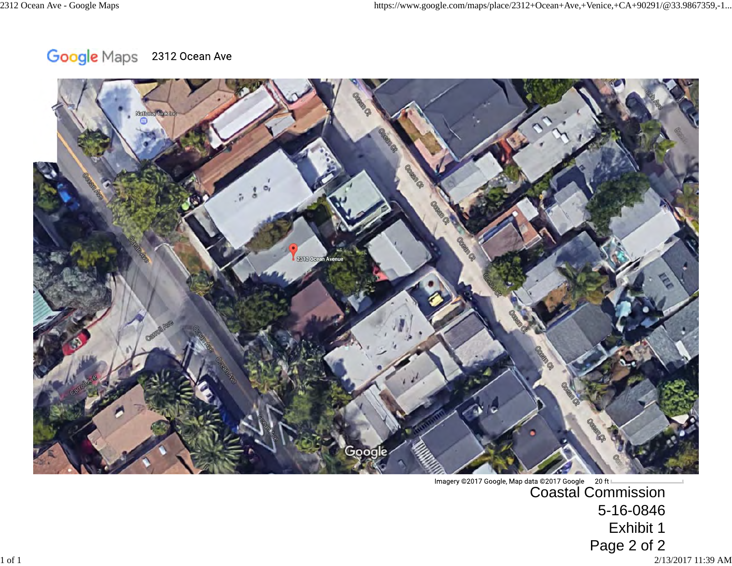Google Maps 2312 Ocean Ave

Imagery ©2017 Google, Map data ©2017 Google 20 ft

Coastal Commission
5-16-0846
Exhibit 1
Page 2 of 2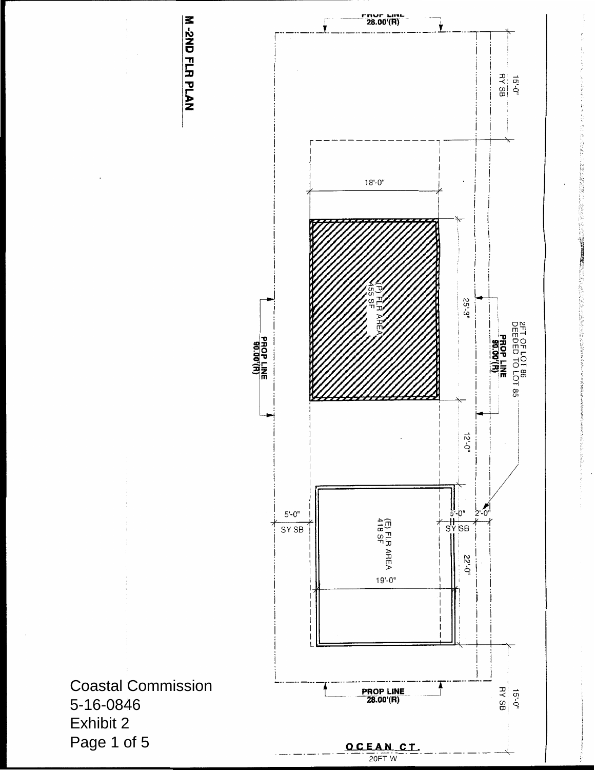# M -2ND FLR PLAN

PROP LINE
28.00'(R)

15'-0"
RY SB

18'-0"

(P) FLR AREA
455 SF

25'-3"

2FT OF LOT 86
DEEDED TO LOT 85

PROP LINE
90.00'(R)

PROP LINE
90.00'(R)

12'-0"

5'-0"
SY SB

5'-0"
SY SB

2'-0"

(E) FLR AREA
418 SF

22'-0"

19'-0"

PROP LINE
28.00'(R)

15'-0"
RY SB

OCEAN CT.
20FT W

Coastal Commission
5-16-0846
Exhibit 2
Page 1 of 5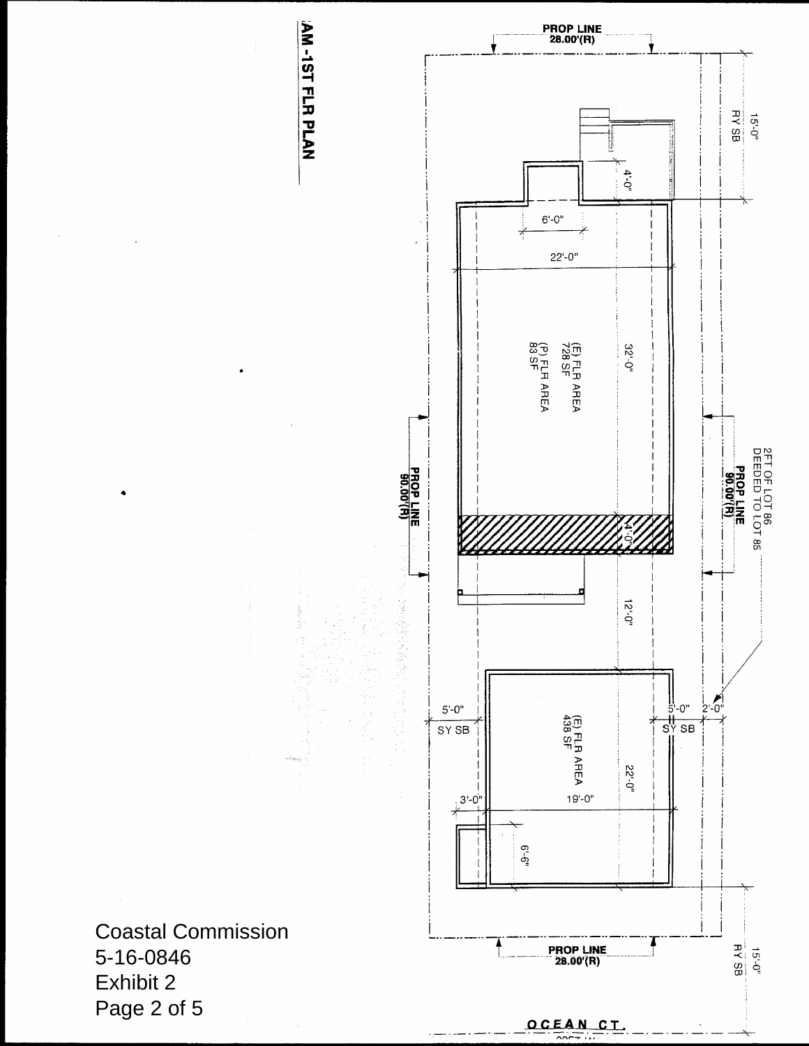AM -1ST FLR PLAN

PROP LINE 28.00'(R)

15'-0" RY SB

4'-0"

6'-0"

22'-0"

32'-0"

(E) FLR AREA 728 SF

(P) FLR AREA 83 SF

PROP LINE 90.00'(R)

PROP LINE 90.00'(R)

2FT OF LOT 86 DEEDED TO LOT 85

4'-0"

12'-0"

5'-0" SY SB

5'-0" SY SB

2'-0"

(E) FLR AREA 438 SF

22'-0"

3'-0"

19'-0"

6'-6"

15'-0" RY SB

PROP LINE 28.00'(R)

OCEAN CT.

Coastal Commission
5-16-0846
Exhibit 2
Page 2 of 5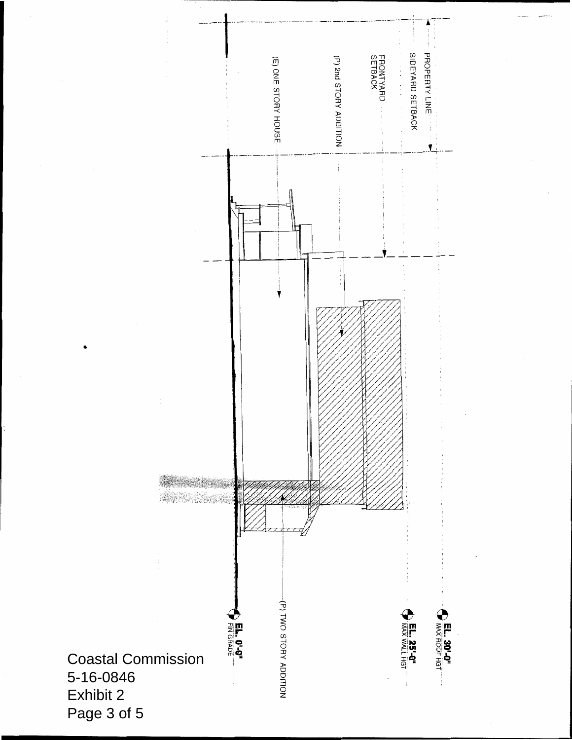PROPERTY LINE

SIDEYARD SETBACK

FRONTYARD SETBACK

(P) 2nd STORY ADDITION

(E) ONE STORY HOUSE

(P) TWO STORY ADDITION

EL. 30'-0" MAX ROOF HGT

EL. 25'-0" MAX WALL HGT

EL. 0'-0" FIN GRADE

Coastal Commission
5-16-0846
Exhibit 2
Page 3 of 5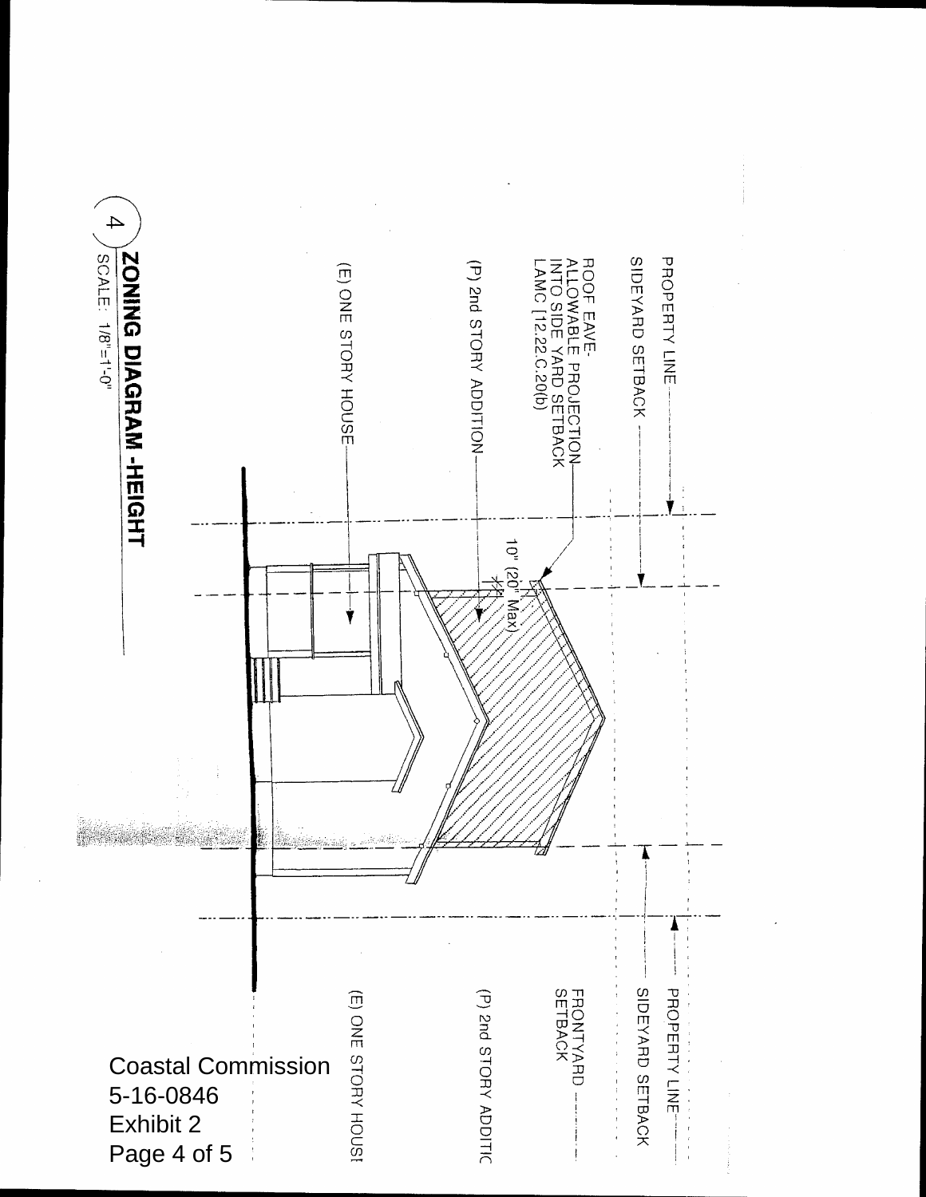PROPERTY LINE

SIDEYARD SETBACK

ROOF EAVE-
ALLOWABLE PROJECTION
INTO SIDE YARD SETBACK
LAMC [12.22.C.20(b)

(P) 2nd STORY ADDITION

(E) ONE STORY HOUSE

10" (20" Max)

PROPERTY LINE

SIDEYARD SETBACK

FRONTYARD SETBACK

(P) 2nd STORY ADDITIC

(E) ONE STORY HOUSI

## 4 ZONING DIAGRAM -HEIGHT

SCALE: 1/8"=1'-0"

Coastal Commission
5-16-0846
Exhibit 2
Page 4 of 5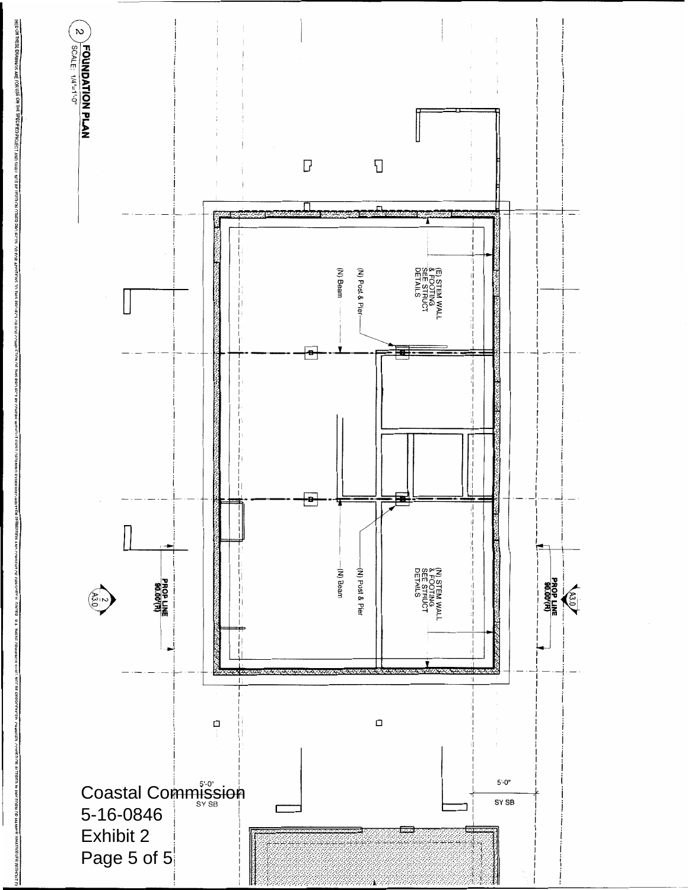## 2 FOUNDATION PLAN

SCALE: 1/4"=1'-0"

(E) STEM WALL & FOOTING SEE STRUCT DETAILS

(N) Post & Pier

(N) Beam

(N) STEM WALL & FOOTING SEE STRUCT DETAILS

(N) Post & Pier

(N) Beam

PROP LINE 90.00'(R)

PROP LINE 90.00'(R)

2 A3.0

A3.0

5'-0" SY SB

5'-0" SY SB

Coastal Commission
5-16-0846
Exhibit 2
Page 5 of 5